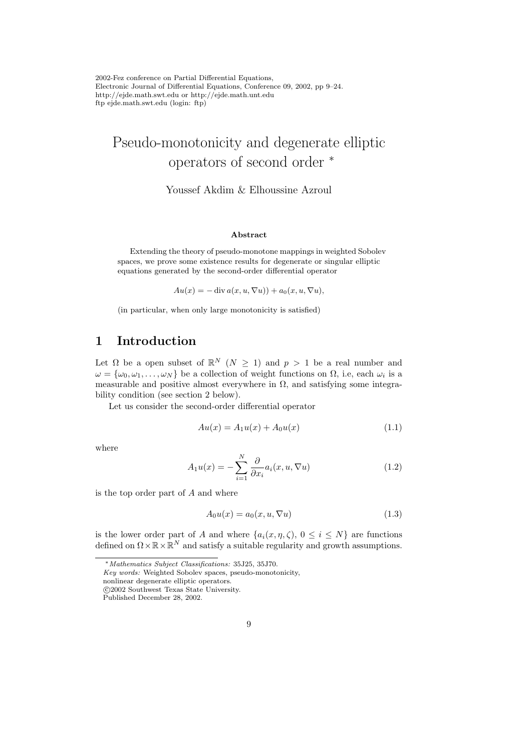# Pseudo-monotonicity and degenerate elliptic operators of second order *

Youssef Akdim & Elhoussine Azroul

### Abstract

Extending the theory of pseudo-monotone mappings in weighted Sobolev spaces, we prove some existence results for degenerate or singular elliptic equations generated by the second-order differential operator

$$Au(x) = -\operatorname{div} a(x, u, \nabla u)) + a_0(x, u, \nabla u),$$

(in particular, when only large monotonicity is satisfied)

## 1 Introduction

Let $\Omega$ be a open subset of $\mathbb{R}^N$ ($N \geq 1$) and $p > 1$ be a real number and $\omega = \{\omega_0, \omega_1, \dots, \omega_N\}$ be a collection of weight functions on $\Omega$, i.e, each $\omega_i$ is a measurable and positive almost everywhere in $\Omega$, and satisfying some integrability condition (see section 2 below).

Let us consider the second-order differential operator

$$Au(x) = A_1 u(x) + A_0 u(x) \tag{1.1}$$

where

$$A_1 u(x) = -\sum_{i=1}^{N} \frac{\partial}{\partial x_i} a_i(x, u, \nabla u) \tag{1.2}$$

is the top order part of $A$ and where

$$A_0 u(x) = a_0(x, u, \nabla u) \tag{1.3}$$

is the lower order part of $A$ and where $\{a_i(x, \eta, \zeta),\ 0 \leq i \leq N\}$ are functions defined on $\Omega \times \mathbb{R} \times \mathbb{R}^N$ and satisfy a suitable regularity and growth assumptions.

---

*Mathematics Subject Classifications:* 35J25, 35J70.
*Key words:* Weighted Sobolev spaces, pseudo-monotonicity, nonlinear degenerate elliptic operators.
©2002 Southwest Texas State University.
Published December 28, 2002.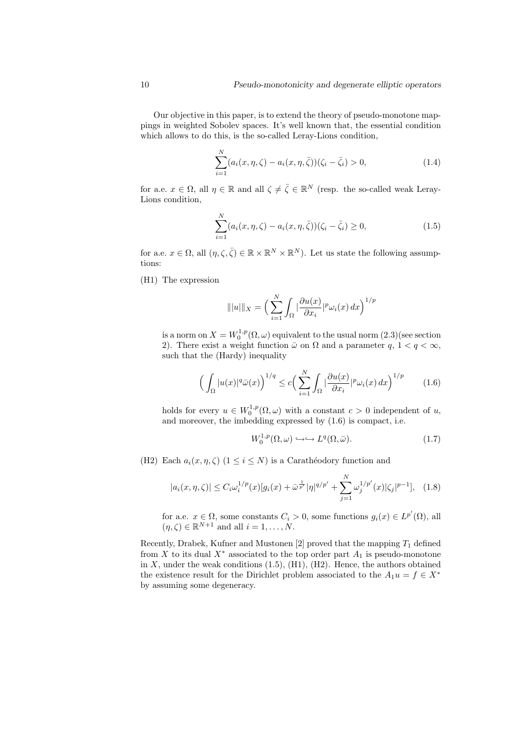Our objective in this paper, is to extend the theory of pseudo-monotone mappings in weighted Sobolev spaces. It's well known that, the essential condition which allows to do this, is the so-called Leray-Lions condition,

$$\sum_{i=1}^{N}(a_i(x,\eta,\zeta)-a_i(x,\eta,\bar{\zeta}))(\zeta_i-\bar{\zeta}_i)>0, \tag{1.4}$$

for a.e. $x\in\Omega$, all $\eta\in\mathbb{R}$ and all $\zeta\neq\bar{\zeta}\in\mathbb{R}^N$ (resp. the so-called weak Leray-Lions condition,

$$\sum_{i=1}^{N}(a_i(x,\eta,\zeta)-a_i(x,\eta,\bar{\zeta}))(\zeta_i-\bar{\zeta}_i)\geq 0, \tag{1.5}$$

for a.e. $x\in\Omega$, all $(\eta,\zeta,\bar{\zeta})\in\mathbb{R}\times\mathbb{R}^N\times\mathbb{R}^N$). Let us state the following assumptions:

(H1) The expression

$$|||u|||_X=\Big(\sum_{i=1}^{N}\int_\Omega|\frac{\partial u(x)}{\partial x_i}|^p\omega_i(x)\,dx\Big)^{1/p}$$

is a norm on $X=W_0^{1,p}(\Omega,\omega)$ equivalent to the usual norm (2.3)(see section 2). There exist a weight function $\bar{\omega}$ on $\Omega$ and a parameter $q$, $1<q<\infty$, such that the (Hardy) inequality

$$\Big(\int_\Omega|u(x)|^q\bar{\omega}(x)\Big)^{1/q}\leq c\Big(\sum_{i=1}^{N}\int_\Omega|\frac{\partial u(x)}{\partial x_i}|^p\omega_i(x)\,dx\Big)^{1/p} \tag{1.6}$$

holds for every $u\in W_0^{1,p}(\Omega,\omega)$ with a constant $c>0$ independent of $u$, and moreover, the imbedding expressed by (1.6) is compact, i.e.

$$W_0^{1,p}(\Omega,\omega)\hookrightarrow\hookrightarrow L^q(\Omega,\bar{\omega}). \tag{1.7}$$

(H2) Each $a_i(x,\eta,\zeta)$ $(1\leq i\leq N)$ is a Carathéodory function and

$$|a_i(x,\eta,\zeta)|\leq C_i\omega_i^{1/p}(x)[g_i(x)+\bar{\omega}^{\frac{1}{p'}}|\eta|^{q/p'}+\sum_{j=1}^{N}\omega_j^{1/p'}(x)|\zeta_j|^{p-1}], \tag{1.8}$$

for a.e. $x\in\Omega$, some constants $C_i>0$, some functions $g_i(x)\in L^{p'}(\Omega)$, all $(\eta,\zeta)\in\mathbb{R}^{N+1}$ and all $i=1,\ldots,N$.

Recently, Drabek, Kufner and Mustonen [2] proved that the mapping $T_1$ defined from $X$ to its dual $X^*$ associated to the top order part $A_1$ is pseudo-monotone in $X$, under the weak conditions (1.5), (H1), (H2). Hence, the authors obtained the existence result for the Dirichlet problem associated to the $A_1u=f\in X^*$ by assuming some degeneracy.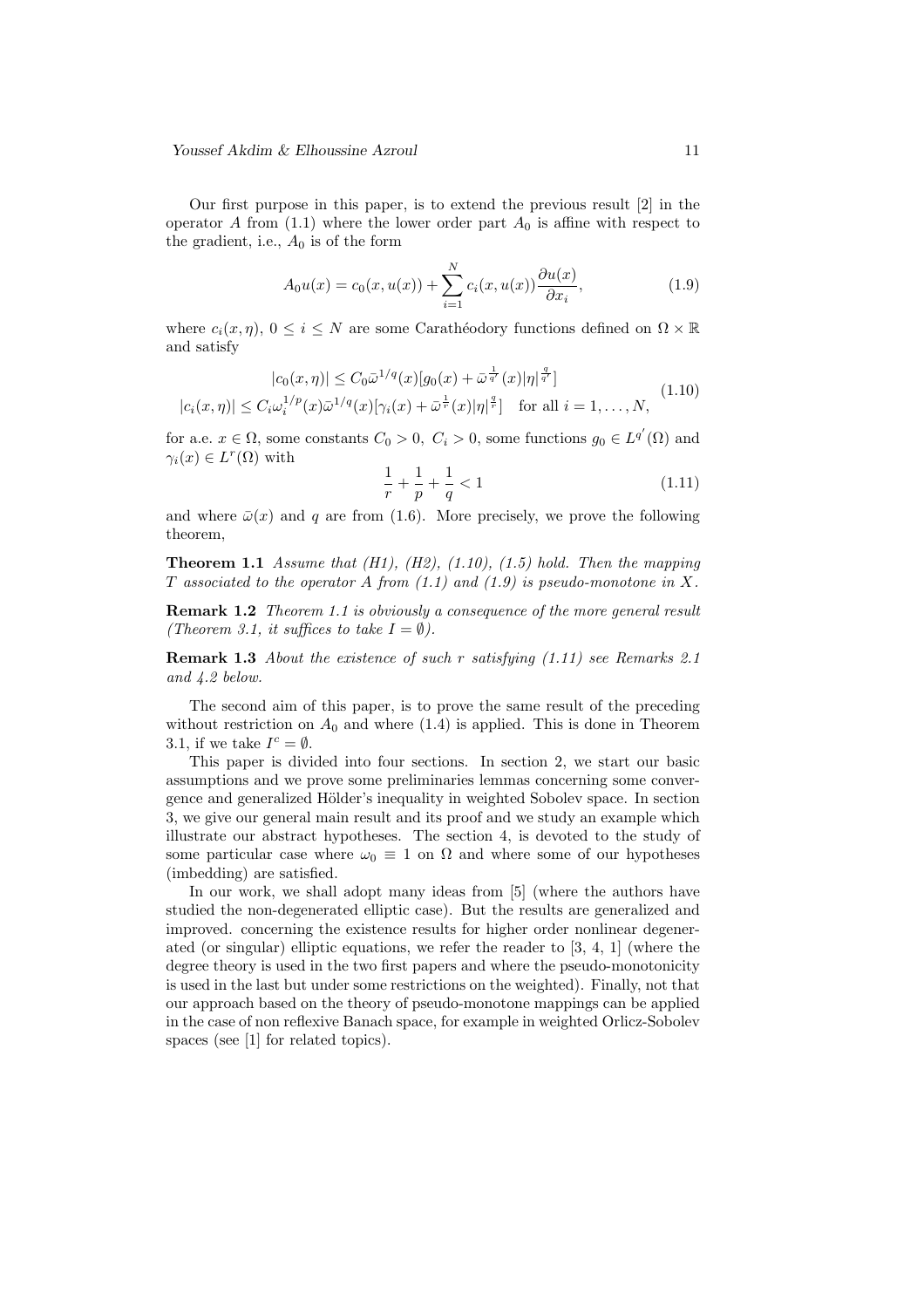Our first purpose in this paper, is to extend the previous result [2] in the operator $A$ from (1.1) where the lower order part $A_0$ is affine with respect to the gradient, i.e., $A_0$ is of the form

$$A_0 u(x) = c_0(x, u(x)) + \sum_{i=1}^{N} c_i(x, u(x)) \frac{\partial u(x)}{\partial x_i}, \tag{1.9}$$

where $c_i(x, \eta)$, $0 \leq i \leq N$ are some Carathéodory functions defined on $\Omega \times \mathbb{R}$ and satisfy

$$\begin{aligned} |c_0(x,\eta)| &\leq C_0 \bar{\omega}^{1/q}(x)[g_0(x) + \bar{\omega}^{\frac{1}{q'}}(x)|\eta|^{\frac{q}{q'}}] \\ |c_i(x,\eta)| &\leq C_i \omega_i^{1/p}(x) \bar{\omega}^{1/q}(x)[\gamma_i(x) + \bar{\omega}^{\frac{1}{r}}(x)|\eta|^{\frac{q}{r}}] \quad \text{for all } i = 1, \ldots, N, \end{aligned} \tag{1.10}$$

for a.e. $x \in \Omega$, some constants $C_0 > 0$, $C_i > 0$, some functions $g_0 \in L^{q'}(\Omega)$ and $\gamma_i(x) \in L^r(\Omega)$ with

$$\frac{1}{r} + \frac{1}{p} + \frac{1}{q} < 1 \tag{1.11}$$

and where $\bar{\omega}(x)$ and $q$ are from (1.6). More precisely, we prove the following theorem,

**Theorem 1.1** *Assume that (H1), (H2), (1.10), (1.5) hold. Then the mapping $T$ associated to the operator $A$ from (1.1) and (1.9) is pseudo-monotone in $X$.*

**Remark 1.2** *Theorem 1.1 is obviously a consequence of the more general result (Theorem 3.1, it suffices to take $I = \emptyset$).*

**Remark 1.3** *About the existence of such $r$ satisfying (1.11) see Remarks 2.1 and 4.2 below.*

The second aim of this paper, is to prove the same result of the preceding without restriction on $A_0$ and where (1.4) is applied. This is done in Theorem 3.1, if we take $I^c = \emptyset$.

This paper is divided into four sections. In section 2, we start our basic assumptions and we prove some preliminaries lemmas concerning some convergence and generalized Hölder's inequality in weighted Sobolev space. In section 3, we give our general main result and its proof and we study an example which illustrate our abstract hypotheses. The section 4, is devoted to the study of some particular case where $\omega_0 \equiv 1$ on $\Omega$ and where some of our hypotheses (imbedding) are satisfied.

In our work, we shall adopt many ideas from [5] (where the authors have studied the non-degenerated elliptic case). But the results are generalized and improved. concerning the existence results for higher order nonlinear degenerated (or singular) elliptic equations, we refer the reader to [3, 4, 1] (where the degree theory is used in the two first papers and where the pseudo-monotonicity is used in the last but under some restrictions on the weighted). Finally, not that our approach based on the theory of pseudo-monotone mappings can be applied in the case of non reflexive Banach space, for example in weighted Orlicz-Sobolev spaces (see [1] for related topics).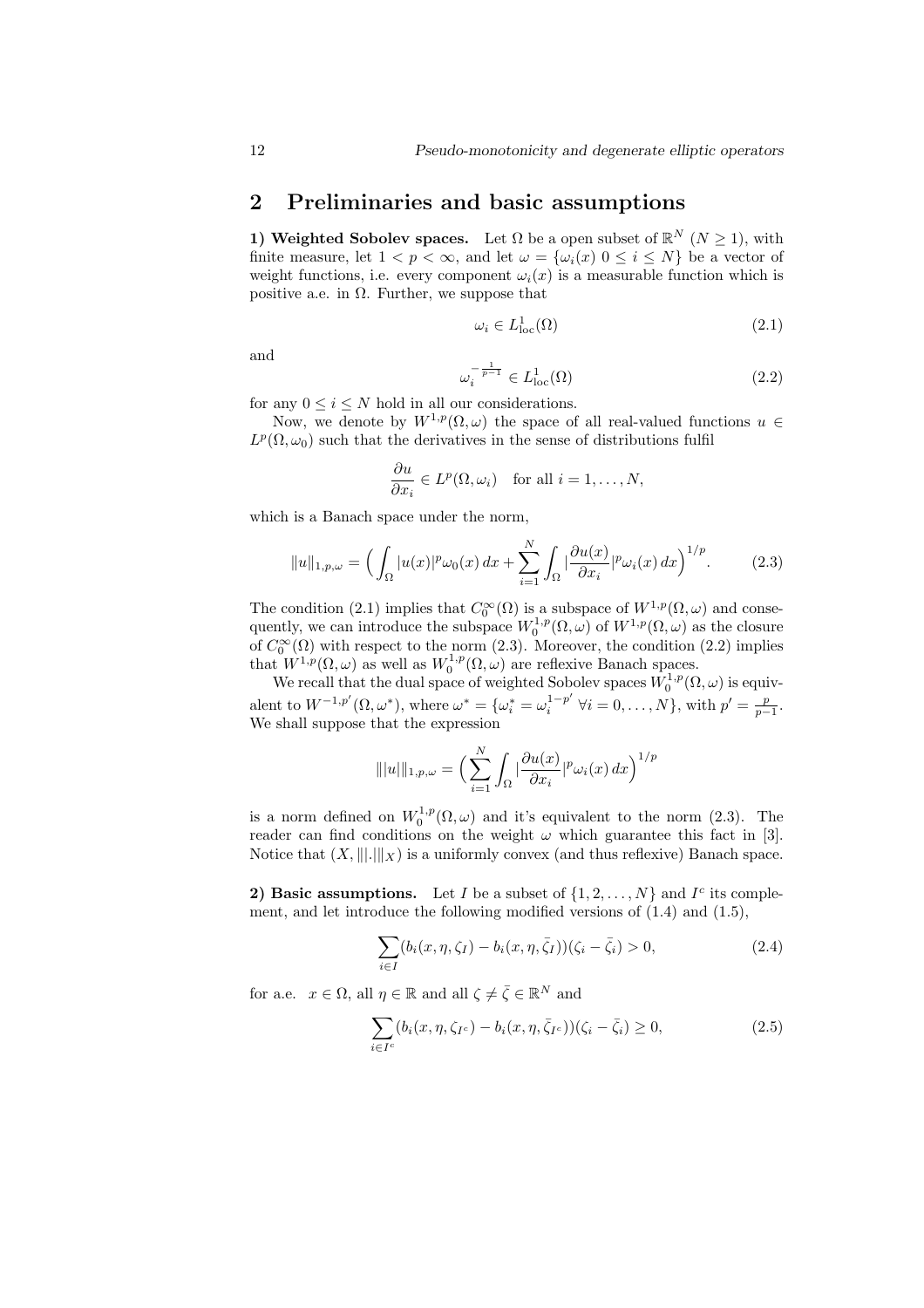## 2 Preliminaries and basic assumptions

**1) Weighted Sobolev spaces.** Let $\Omega$ be a open subset of $\mathbb{R}^N$ ($N \geq 1$), with finite measure, let $1 < p < \infty$, and let $\omega = \{\omega_i(x)\ 0 \leq i \leq N\}$ be a vector of weight functions, i.e. every component $\omega_i(x)$ is a measurable function which is positive a.e. in $\Omega$. Further, we suppose that

$$\omega_i \in L^1_{\text{loc}}(\Omega) \tag{2.1}$$

and

$$\omega_i^{-\frac{1}{p-1}} \in L^1_{\text{loc}}(\Omega) \tag{2.2}$$

for any $0 \leq i \leq N$ hold in all our considerations.

Now, we denote by $W^{1,p}(\Omega, \omega)$ the space of all real-valued functions $u \in L^p(\Omega, \omega_0)$ such that the derivatives in the sense of distributions fulfil

$$\frac{\partial u}{\partial x_i} \in L^p(\Omega, \omega_i) \quad \text{for all } i = 1, \ldots, N,$$

which is a Banach space under the norm,

$$\|u\|_{1,p,\omega} = \Big( \int_\Omega |u(x)|^p \omega_0(x)\, dx + \sum_{i=1}^N \int_\Omega |\frac{\partial u(x)}{\partial x_i}|^p \omega_i(x)\, dx \Big)^{1/p}. \tag{2.3}$$

The condition (2.1) implies that $C_0^\infty(\Omega)$ is a subspace of $W^{1,p}(\Omega, \omega)$ and consequently, we can introduce the subspace $W_0^{1,p}(\Omega, \omega)$ of $W^{1,p}(\Omega, \omega)$ as the closure of $C_0^\infty(\Omega)$ with respect to the norm (2.3). Moreover, the condition (2.2) implies that $W^{1,p}(\Omega, \omega)$ as well as $W_0^{1,p}(\Omega, \omega)$ are reflexive Banach spaces.

We recall that the dual space of weighted Sobolev spaces $W_0^{1,p}(\Omega, \omega)$ is equivalent to $W^{-1,p'}(\Omega, \omega^*)$, where $\omega^* = \{\omega_i^* = \omega_i^{1-p'}\ \forall i = 0, \ldots, N\}$, with $p' = \frac{p}{p-1}$. We shall suppose that the expression

$$|||u|||_{1,p,\omega} = \Big( \sum_{i=1}^N \int_\Omega |\frac{\partial u(x)}{\partial x_i}|^p \omega_i(x)\, dx \Big)^{1/p}$$

is a norm defined on $W_0^{1,p}(\Omega, \omega)$ and it's equivalent to the norm (2.3). The reader can find conditions on the weight $\omega$ which guarantee this fact in [3]. Notice that $(X, |||.|||_X)$ is a uniformly convex (and thus reflexive) Banach space.

**2) Basic assumptions.** Let $I$ be a subset of $\{1, 2, \ldots, N\}$ and $I^c$ its complement, and let introduce the following modified versions of (1.4) and (1.5),

$$\sum_{i \in I} (b_i(x, \eta, \zeta_I) - b_i(x, \eta, \bar{\zeta}_I))(\zeta_i - \bar{\zeta}_i) > 0, \tag{2.4}$$

for a.e. $x \in \Omega$, all $\eta \in \mathbb{R}$ and all $\zeta \neq \bar{\zeta} \in \mathbb{R}^N$ and

$$\sum_{i \in I^c} (b_i(x, \eta, \zeta_{I^c}) - b_i(x, \eta, \bar{\zeta}_{I^c}))(\zeta_i - \bar{\zeta}_i) \geq 0, \tag{2.5}$$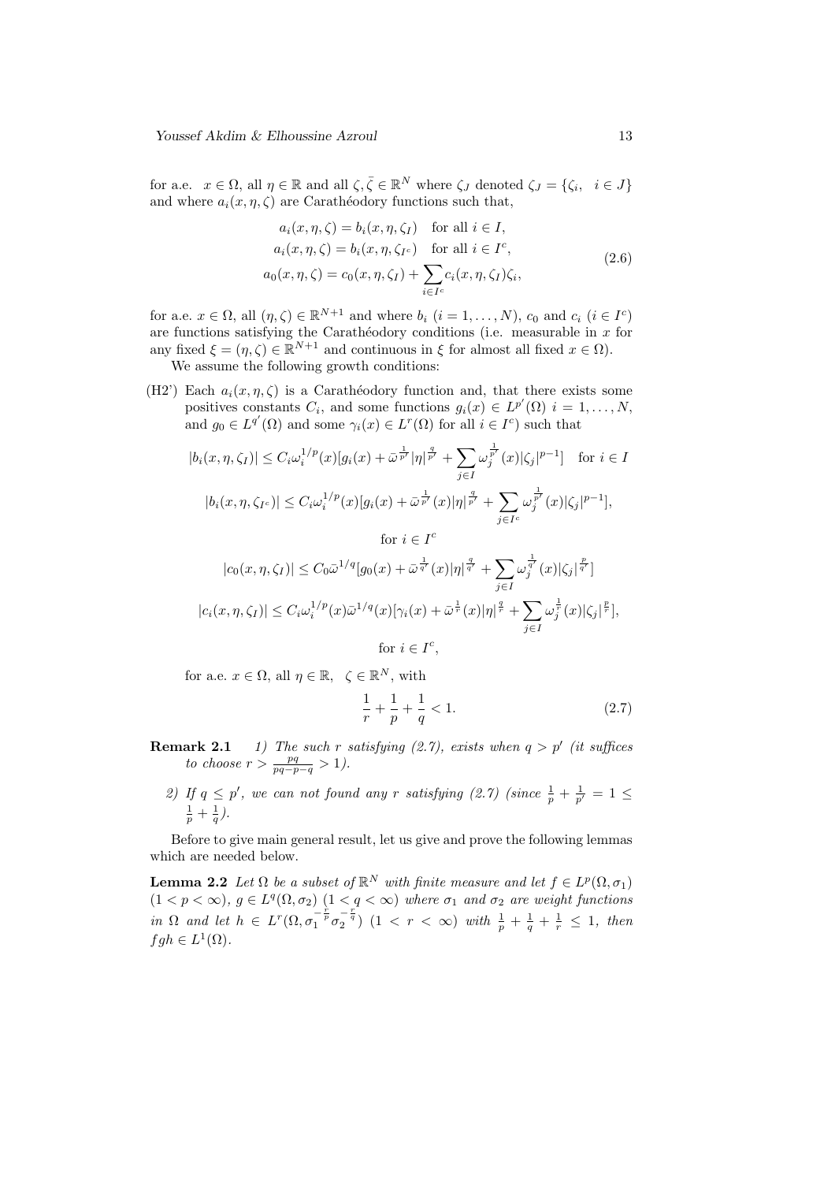for a.e. $x \in \Omega$, all $\eta \in \mathbb{R}$ and all $\zeta, \bar{\zeta} \in \mathbb{R}^N$ where $\zeta_J$ denoted $\zeta_J = \{\zeta_i, \quad i \in J\}$ and where $a_i(x, \eta, \zeta)$ are Carathéodory functions such that,

$$
\begin{aligned}
a_i(x, \eta, \zeta) &= b_i(x, \eta, \zeta_I) \quad \text{for all } i \in I, \\
a_i(x, \eta, \zeta) &= b_i(x, \eta, \zeta_{I^c}) \quad \text{for all } i \in I^c, \\
a_0(x, \eta, \zeta) &= c_0(x, \eta, \zeta_I) + \sum_{i \in I^c} c_i(x, \eta, \zeta_I)\zeta_i,
\end{aligned}
\tag{2.6}
$$

for a.e. $x \in \Omega$, all $(\eta, \zeta) \in \mathbb{R}^{N+1}$ and where $b_i$ $(i = 1, \dots, N)$, $c_0$ and $c_i$ $(i \in I^c)$ are functions satisfying the Carathéodory conditions (i.e. measurable in $x$ for any fixed $\xi = (\eta, \zeta) \in \mathbb{R}^{N+1}$ and continuous in $\xi$ for almost all fixed $x \in \Omega$).

We assume the following growth conditions:

(H2') Each $a_i(x, \eta, \zeta)$ is a Carathéodory function and, that there exists some positives constants $C_i$, and some functions $g_i(x) \in L^{p'}(\Omega)$ $i = 1, \dots, N$, and $g_0 \in L^{q'}(\Omega)$ and some $\gamma_i(x) \in L^r(\Omega)$ for all $i \in I^c$) such that

$$|b_i(x, \eta, \zeta_I)| \leq C_i \omega_i^{1/p}(x)[g_i(x) + \bar{\omega}^{\frac{1}{p'}}|\eta|^{\frac{q}{p'}} + \sum_{j \in I} \omega_j^{\frac{1}{p'}}(x)|\zeta_j|^{p-1}] \quad \text{for } i \in I$$

$$|b_i(x, \eta, \zeta_{I^c})| \leq C_i \omega_i^{1/p}(x)[g_i(x) + \bar{\omega}^{\frac{1}{p'}}(x)|\eta|^{\frac{q}{p'}} + \sum_{j \in I^c} \omega_j^{\frac{1}{p'}}(x)|\zeta_j|^{p-1}],$$

for $i \in I^c$

$$|c_0(x, \eta, \zeta_I)| \leq C_0 \bar{\omega}^{1/q}[g_0(x) + \bar{\omega}^{\frac{1}{q'}}(x)|\eta|^{\frac{q}{q'}} + \sum_{j \in I} \omega_j^{\frac{1}{q'}}(x)|\zeta_j|^{\frac{p}{q'}}]$$

$$|c_i(x, \eta, \zeta_I)| \leq C_i \omega_i^{1/p}(x)\bar{\omega}^{1/q}(x)[\gamma_i(x) + \bar{\omega}^{\frac{1}{r}}(x)|\eta|^{\frac{q}{r}} + \sum_{j \in I} \omega_j^{\frac{1}{r}}(x)|\zeta_j|^{\frac{p}{r}}],$$

for $i \in I^c$,

for a.e. $x \in \Omega$, all $\eta \in \mathbb{R}$, $\zeta \in \mathbb{R}^N$, with

$$\frac{1}{r} + \frac{1}{p} + \frac{1}{q} < 1. \tag{2.7}$$

**Remark 2.1** *1) The such $r$ satisfying (2.7), exists when $q > p'$ (it suffices to choose $r > \frac{pq}{pq-p-q} > 1$).*

*2) If $q \leq p'$, we can not found any $r$ satisfying (2.7) (since $\frac{1}{p} + \frac{1}{p'} = 1 \leq \frac{1}{p} + \frac{1}{q}$).*

Before to give main general result, let us give and prove the following lemmas which are needed below.

**Lemma 2.2** *Let $\Omega$ be a subset of $\mathbb{R}^N$ with finite measure and let $f \in L^p(\Omega, \sigma_1)$ $(1 < p < \infty)$, $g \in L^q(\Omega, \sigma_2)$ $(1 < q < \infty)$ where $\sigma_1$ and $\sigma_2$ are weight functions in $\Omega$ and let $h \in L^r(\Omega, \sigma_1^{-\frac{r}{p}} \sigma_2^{-\frac{r}{q}})$ $(1 < r < \infty)$ with $\frac{1}{p} + \frac{1}{q} + \frac{1}{r} \leq 1$, then $fgh \in L^1(\Omega)$.*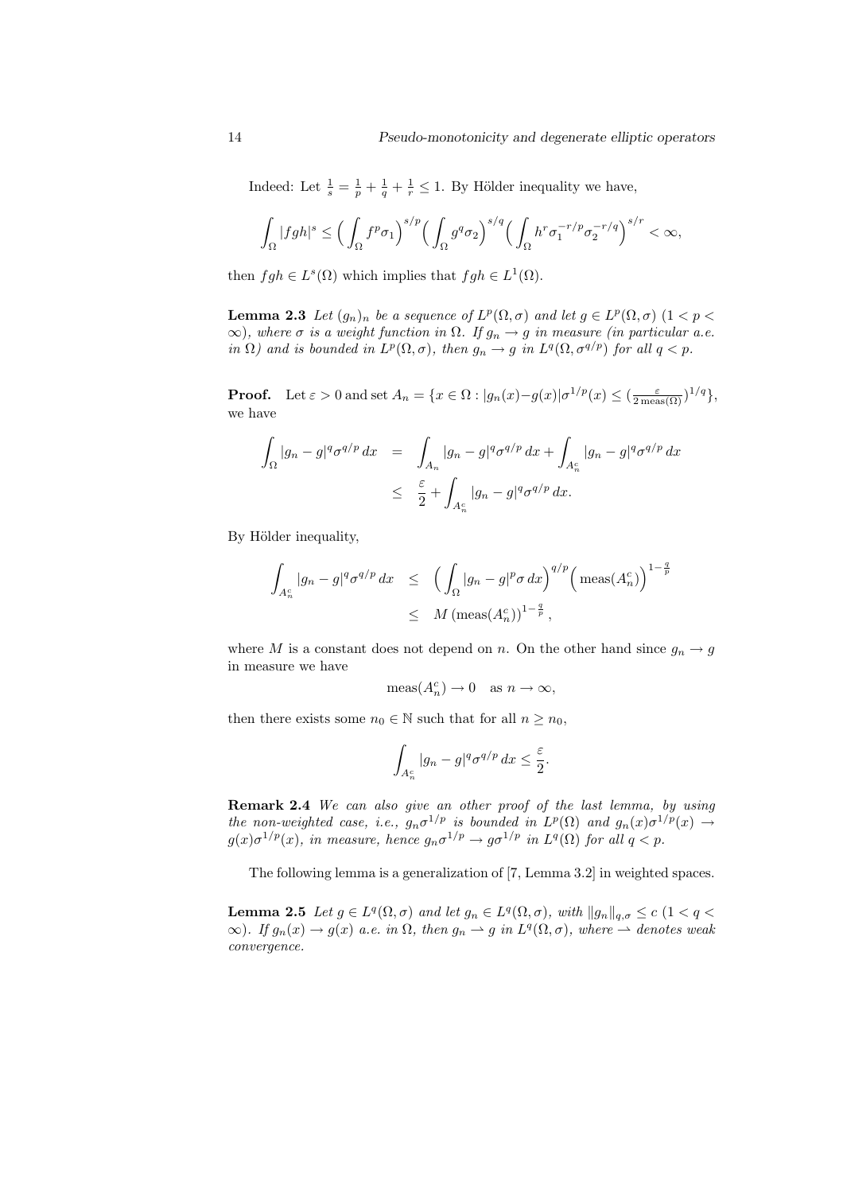Indeed: Let $\frac{1}{s} = \frac{1}{p} + \frac{1}{q} + \frac{1}{r} \leq 1$. By Hölder inequality we have,

$$\int_\Omega |fgh|^s \leq \Big(\int_\Omega f^p \sigma_1\Big)^{s/p} \Big(\int_\Omega g^q \sigma_2\Big)^{s/q} \Big(\int_\Omega h^r \sigma_1^{-r/p} \sigma_2^{-r/q}\Big)^{s/r} < \infty,$$

then $fgh \in L^s(\Omega)$ which implies that $fgh \in L^1(\Omega)$.

**Lemma 2.3** *Let $(g_n)_n$ be a sequence of $L^p(\Omega, \sigma)$ and let $g \in L^p(\Omega, \sigma)$ $(1 < p < \infty)$, where $\sigma$ is a weight function in $\Omega$. If $g_n \to g$ in measure (in particular a.e. in $\Omega$) and is bounded in $L^p(\Omega, \sigma)$, then $g_n \to g$ in $L^q(\Omega, \sigma^{q/p})$ for all $q < p$.*

**Proof.** Let $\varepsilon > 0$ and set $A_n = \{x \in \Omega : |g_n(x) - g(x)|\sigma^{1/p}(x) \leq (\frac{\varepsilon}{2\,\mathrm{meas}(\Omega)})^{1/q}\}$, we have

$$\begin{aligned}
\int_\Omega |g_n - g|^q \sigma^{q/p}\,dx &= \int_{A_n} |g_n - g|^q \sigma^{q/p}\,dx + \int_{A_n^c} |g_n - g|^q \sigma^{q/p}\,dx \\
&\leq \frac{\varepsilon}{2} + \int_{A_n^c} |g_n - g|^q \sigma^{q/p}\,dx.
\end{aligned}$$

By Hölder inequality,

$$\begin{aligned}
\int_{A_n^c} |g_n - g|^q \sigma^{q/p}\,dx &\leq \Big(\int_\Omega |g_n - g|^p \sigma\,dx\Big)^{q/p} \Big(\mathrm{meas}(A_n^c)\Big)^{1-\frac{q}{p}} \\
&\leq M\,(\mathrm{meas}(A_n^c))^{1-\frac{q}{p}},
\end{aligned}$$

where $M$ is a constant does not depend on $n$. On the other hand since $g_n \to g$ in measure we have

$$\mathrm{meas}(A_n^c) \to 0 \quad \text{as } n \to \infty,$$

then there exists some $n_0 \in \mathbb{N}$ such that for all $n \geq n_0$,

$$\int_{A_n^c} |g_n - g|^q \sigma^{q/p}\,dx \leq \frac{\varepsilon}{2}.$$

**Remark 2.4** *We can also give an other proof of the last lemma, by using the non-weighted case, i.e., $g_n\sigma^{1/p}$ is bounded in $L^p(\Omega)$ and $g_n(x)\sigma^{1/p}(x) \to g(x)\sigma^{1/p}(x)$, in measure, hence $g_n\sigma^{1/p} \to g\sigma^{1/p}$ in $L^q(\Omega)$ for all $q < p$.*

The following lemma is a generalization of [7, Lemma 3.2] in weighted spaces.

**Lemma 2.5** *Let $g \in L^q(\Omega, \sigma)$ and let $g_n \in L^q(\Omega, \sigma)$, with $\|g_n\|_{q,\sigma} \leq c$ $(1 < q < \infty)$. If $g_n(x) \to g(x)$ a.e. in $\Omega$, then $g_n \rightharpoonup g$ in $L^q(\Omega, \sigma)$, where $\rightharpoonup$ denotes weak convergence.*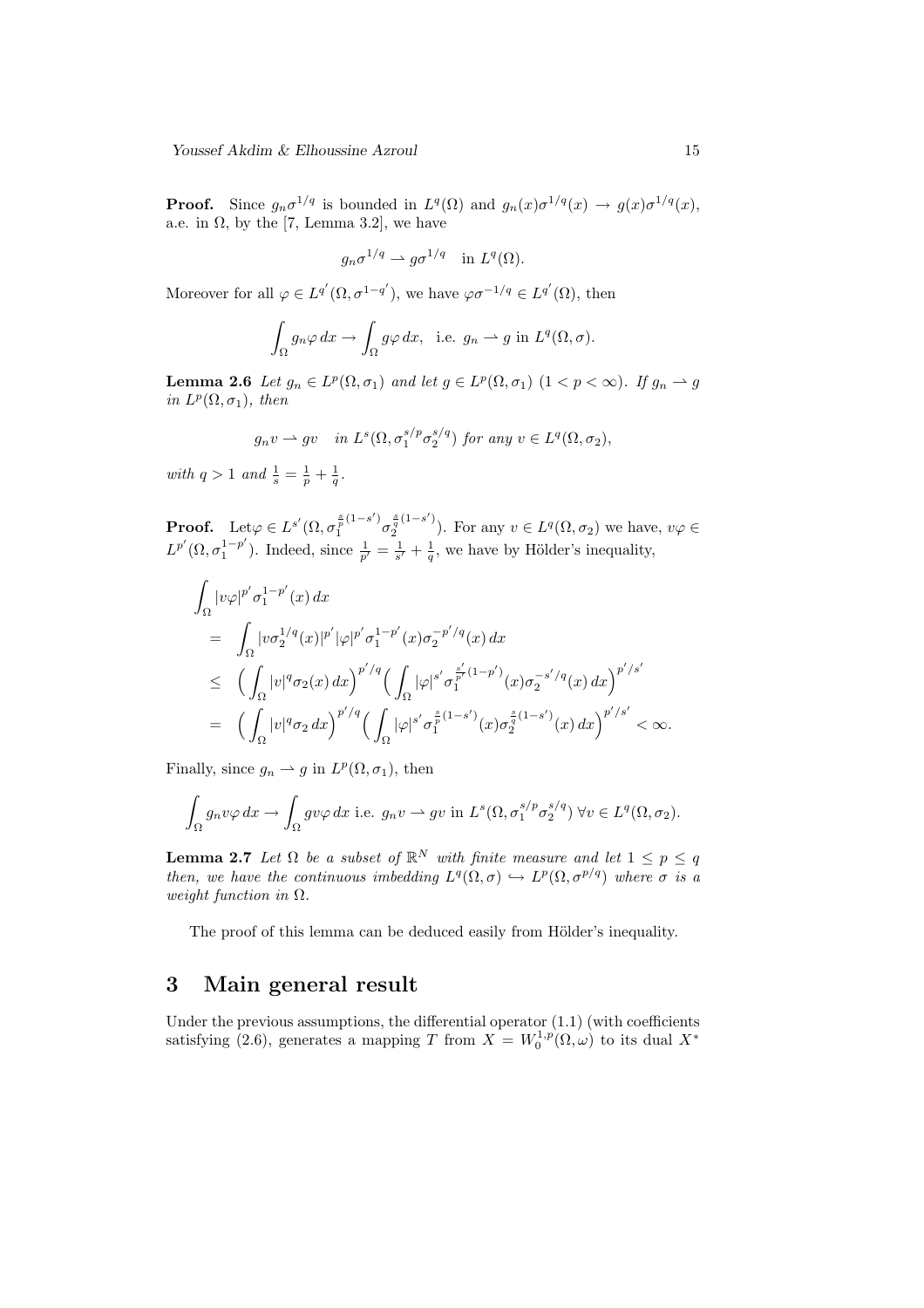**Proof.** Since $g_n\sigma^{1/q}$ is bounded in $L^q(\Omega)$ and $g_n(x)\sigma^{1/q}(x) \to g(x)\sigma^{1/q}(x)$, a.e. in $\Omega$, by the [7, Lemma 3.2], we have

$$g_n\sigma^{1/q} \rightharpoonup g\sigma^{1/q} \quad \text{in } L^q(\Omega).$$

Moreover for all $\varphi \in L^{q'}(\Omega, \sigma^{1-q'})$, we have $\varphi\sigma^{-1/q} \in L^{q'}(\Omega)$, then

$$\int_\Omega g_n\varphi\,dx \to \int_\Omega g\varphi\,dx, \quad \text{i.e. } g_n \rightharpoonup g \text{ in } L^q(\Omega,\sigma).$$

**Lemma 2.6** *Let $g_n \in L^p(\Omega,\sigma_1)$ and let $g \in L^p(\Omega,\sigma_1)$ $(1 < p < \infty)$. If $g_n \rightharpoonup g$ in $L^p(\Omega,\sigma_1)$, then*

$$g_n v \rightharpoonup gv \quad \text{in } L^s(\Omega, \sigma_1^{s/p}\sigma_2^{s/q}) \text{ for any } v \in L^q(\Omega,\sigma_2),$$

*with $q > 1$ and $\frac{1}{s} = \frac{1}{p} + \frac{1}{q}$.*

**Proof.** Let $\varphi \in L^{s'}(\Omega, \sigma_1^{\frac{s}{p}(1-s')}\sigma_2^{\frac{s}{q}(1-s')})$. For any $v \in L^q(\Omega,\sigma_2)$ we have, $v\varphi \in L^{p'}(\Omega, \sigma_1^{1-p'})$. Indeed, since $\frac{1}{p'} = \frac{1}{s'} + \frac{1}{q}$, we have by Hölder's inequality,

$$\begin{aligned}
&\int_\Omega |v\varphi|^{p'}\sigma_1^{1-p'}(x)\,dx \\
&= \int_\Omega |v\sigma_2^{1/q}(x)|^{p'}|\varphi|^{p'}\sigma_1^{1-p'}(x)\sigma_2^{-p'/q}(x)\,dx \\
&\le \Big(\int_\Omega |v|^q\sigma_2(x)\,dx\Big)^{p'/q}\Big(\int_\Omega |\varphi|^{s'}\sigma_1^{\frac{s'}{p'}(1-p')}(x)\sigma_2^{-s'/q}(x)\,dx\Big)^{p'/s'} \\
&= \Big(\int_\Omega |v|^q\sigma_2\,dx\Big)^{p'/q}\Big(\int_\Omega |\varphi|^{s'}\sigma_1^{\frac{s}{p}(1-s')}(x)\sigma_2^{\frac{s}{q}(1-s')}(x)\,dx\Big)^{p'/s'} < \infty.
\end{aligned}$$

Finally, since $g_n \rightharpoonup g$ in $L^p(\Omega,\sigma_1)$, then

$$\int_\Omega g_n v\varphi\,dx \to \int_\Omega gv\varphi\,dx \text{ i.e. } g_n v \rightharpoonup gv \text{ in } L^s(\Omega, \sigma_1^{s/p}\sigma_2^{s/q})\ \forall v \in L^q(\Omega,\sigma_2).$$

**Lemma 2.7** *Let $\Omega$ be a subset of $\mathbb{R}^N$ with finite measure and let $1 \le p \le q$ then, we have the continuous imbedding $L^q(\Omega,\sigma) \hookrightarrow L^p(\Omega,\sigma^{p/q})$ where $\sigma$ is a weight function in $\Omega$.*

The proof of this lemma can be deduced easily from Hölder's inequality.

# 3 Main general result

Under the previous assumptions, the differential operator (1.1) (with coefficients satisfying (2.6), generates a mapping $T$ from $X = W_0^{1,p}(\Omega,\omega)$ to its dual $X^*$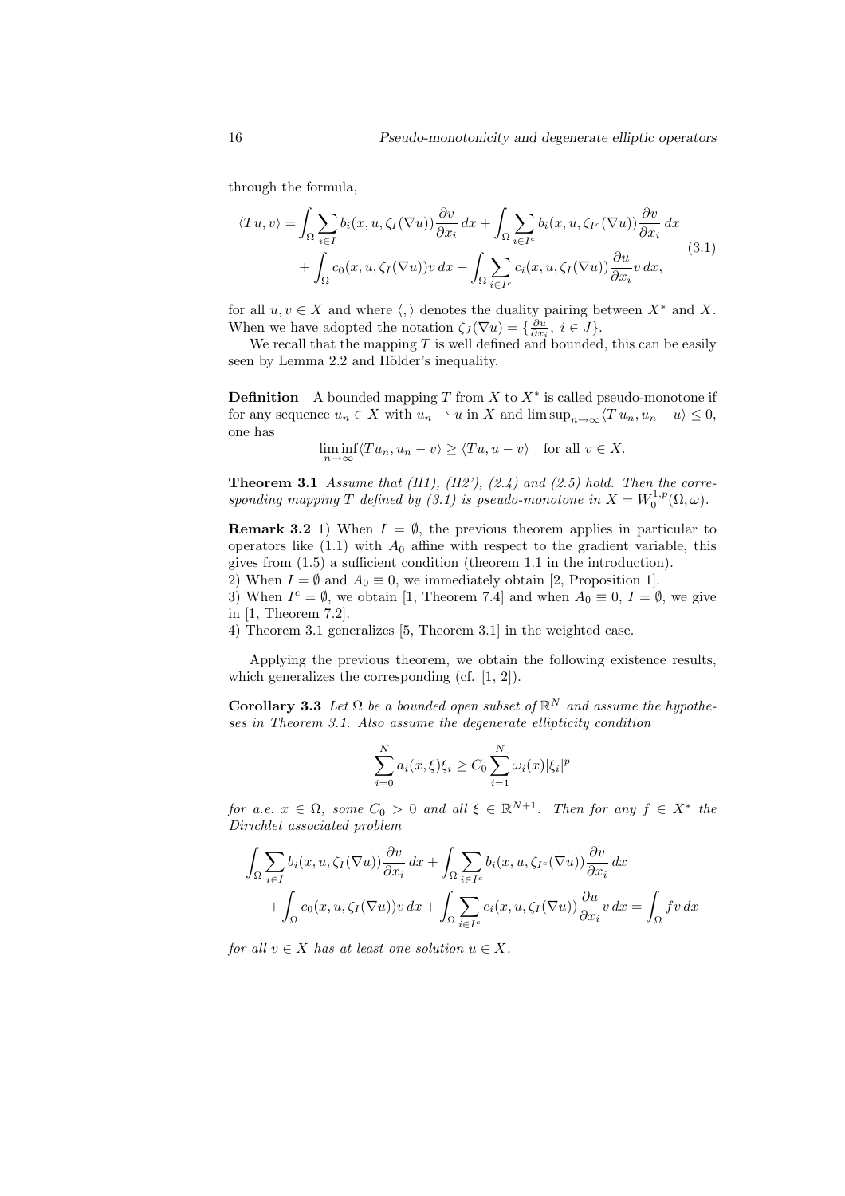through the formula,

$$
\begin{aligned}
\langle Tu, v\rangle = &\int_\Omega \sum_{i\in I} b_i(x,u,\zeta_I(\nabla u))\frac{\partial v}{\partial x_i}\,dx + \int_\Omega \sum_{i\in I^c} b_i(x,u,\zeta_{I^c}(\nabla u))\frac{\partial v}{\partial x_i}\,dx \\
&+ \int_\Omega c_0(x,u,\zeta_I(\nabla u))v\,dx + \int_\Omega \sum_{i\in I^c} c_i(x,u,\zeta_I(\nabla u))\frac{\partial u}{\partial x_i}v\,dx,
\end{aligned}
\tag{3.1}
$$

for all $u, v \in X$ and where $\langle , \rangle$ denotes the duality pairing between $X^*$ and $X$. When we have adopted the notation $\zeta_J(\nabla u) = \{\frac{\partial u}{\partial x_i},\ i \in J\}$.

We recall that the mapping $T$ is well defined and bounded, this can be easily seen by Lemma 2.2 and Hölder's inequality.

**Definition** A bounded mapping $T$ from $X$ to $X^*$ is called pseudo-monotone if for any sequence $u_n \in X$ with $u_n \rightharpoonup u$ in $X$ and $\limsup_{n\to\infty}\langle T\,u_n, u_n - u\rangle \le 0$, one has

$$
\liminf_{n\to\infty}\langle Tu_n, u_n - v\rangle \ge \langle Tu, u - v\rangle \quad \text{for all } v \in X.
$$

**Theorem 3.1** *Assume that (H1), (H2'), (2.4) and (2.5) hold. Then the corresponding mapping $T$ defined by (3.1) is pseudo-monotone in $X = W_0^{1,p}(\Omega,\omega)$.*

**Remark 3.2** 1) When $I = \emptyset$, the previous theorem applies in particular to operators like (1.1) with $A_0$ affine with respect to the gradient variable, this gives from (1.5) a sufficient condition (theorem 1.1 in the introduction).
2) When $I = \emptyset$ and $A_0 \equiv 0$, we immediately obtain [2, Proposition 1].
3) When $I^c = \emptyset$, we obtain [1, Theorem 7.4] and when $A_0 \equiv 0$, $I = \emptyset$, we give in [1, Theorem 7.2].
4) Theorem 3.1 generalizes [5, Theorem 3.1] in the weighted case.

Applying the previous theorem, we obtain the following existence results, which generalizes the corresponding (cf. [1, 2]).

**Corollary 3.3** *Let $\Omega$ be a bounded open subset of $\mathbb{R}^N$ and assume the hypotheses in Theorem 3.1. Also assume the degenerate ellipticity condition*

$$
\sum_{i=0}^{N} a_i(x,\xi)\xi_i \ge C_0 \sum_{i=1}^{N} \omega_i(x)|\xi_i|^p
$$

*for a.e. $x \in \Omega$, some $C_0 > 0$ and all $\xi \in \mathbb{R}^{N+1}$. Then for any $f \in X^*$ the Dirichlet associated problem*

$$
\begin{aligned}
&\int_\Omega \sum_{i\in I} b_i(x,u,\zeta_I(\nabla u))\frac{\partial v}{\partial x_i}\,dx + \int_\Omega \sum_{i\in I^c} b_i(x,u,\zeta_{I^c}(\nabla u))\frac{\partial v}{\partial x_i}\,dx \\
&\quad + \int_\Omega c_0(x,u,\zeta_I(\nabla u))v\,dx + \int_\Omega \sum_{i\in I^c} c_i(x,u,\zeta_I(\nabla u))\frac{\partial u}{\partial x_i}v\,dx = \int_\Omega fv\,dx
\end{aligned}
$$

*for all $v \in X$ has at least one solution $u \in X$.*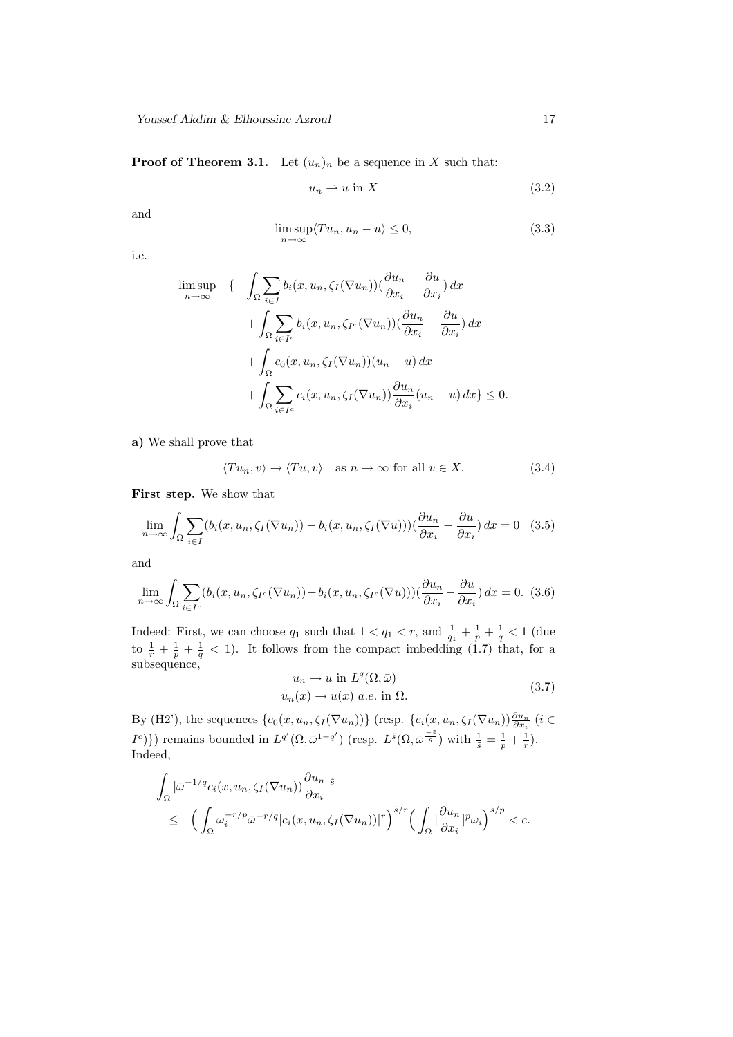**Proof of Theorem 3.1.** Let $(u_n)_n$ be a sequence in $X$ such that:

$$u_n \rightharpoonup u \text{ in } X \tag{3.2}$$

and

$$\limsup_{n\to\infty} \langle Tu_n, u_n - u\rangle \leq 0, \tag{3.3}$$

i.e.

$$\begin{aligned}
\limsup_{n\to\infty} \quad \{ \quad & \int_\Omega \sum_{i\in I} b_i(x, u_n, \zeta_I(\nabla u_n))(\frac{\partial u_n}{\partial x_i} - \frac{\partial u}{\partial x_i})\, dx \\
& + \int_\Omega \sum_{i\in I^c} b_i(x, u_n, \zeta_{I^c}(\nabla u_n))(\frac{\partial u_n}{\partial x_i} - \frac{\partial u}{\partial x_i})\, dx \\
& + \int_\Omega c_0(x, u_n, \zeta_I(\nabla u_n))(u_n - u)\, dx \\
& + \int_\Omega \sum_{i\in I^c} c_i(x, u_n, \zeta_I(\nabla u_n))\frac{\partial u_n}{\partial x_i}(u_n - u)\, dx\} \leq 0.
\end{aligned}$$

**a)** We shall prove that

$$\langle Tu_n, v\rangle \to \langle Tu, v\rangle \quad \text{as } n \to \infty \text{ for all } v \in X. \tag{3.4}$$

**First step.** We show that

$$\lim_{n\to\infty} \int_\Omega \sum_{i\in I} (b_i(x, u_n, \zeta_I(\nabla u_n)) - b_i(x, u_n, \zeta_I(\nabla u)))(\frac{\partial u_n}{\partial x_i} - \frac{\partial u}{\partial x_i})\, dx = 0 \tag{3.5}$$

and

$$\lim_{n\to\infty} \int_\Omega \sum_{i\in I^c} (b_i(x, u_n, \zeta_{I^c}(\nabla u_n)) - b_i(x, u_n, \zeta_{I^c}(\nabla u)))(\frac{\partial u_n}{\partial x_i} - \frac{\partial u}{\partial x_i})\, dx = 0. \tag{3.6}$$

Indeed: First, we can choose $q_1$ such that $1 < q_1 < r$, and $\frac{1}{q_1} + \frac{1}{p} + \frac{1}{q} < 1$ (due to $\frac{1}{r} + \frac{1}{p} + \frac{1}{q} < 1$). It follows from the compact imbedding (1.7) that, for a subsequence,

$$\begin{aligned}
& u_n \to u \text{ in } L^q(\Omega, \bar\omega) \\
& u_n(x) \to u(x) \ a.e. \text{ in } \Omega.
\end{aligned} \tag{3.7}$$

By (H2'), the sequences $\{c_0(x, u_n, \zeta_I(\nabla u_n))\}$ (resp. $\{c_i(x, u_n, \zeta_I(\nabla u_n))\frac{\partial u_n}{\partial x_i}$ $(i \in I^c)\}$) remains bounded in $L^{q'}(\Omega, \bar\omega^{1-q'})$ (resp. $L^{\tilde s}(\Omega, \bar\omega^{\frac{-\tilde s}{q}})$ with $\frac{1}{\tilde s} = \frac{1}{p} + \frac{1}{r}$). Indeed,

$$\begin{aligned}
& \int_\Omega |\bar\omega^{-1/q} c_i(x, u_n, \zeta_I(\nabla u_n))\frac{\partial u_n}{\partial x_i}|^{\tilde s} \\
\leq \quad & \Big(\int_\Omega \omega_i^{-r/p}\bar\omega^{-r/q}|c_i(x, u_n, \zeta_I(\nabla u_n))|^r\Big)^{\tilde s/r}\Big(\int_\Omega |\frac{\partial u_n}{\partial x_i}|^p \omega_i\Big)^{\tilde s/p} < c.
\end{aligned}$$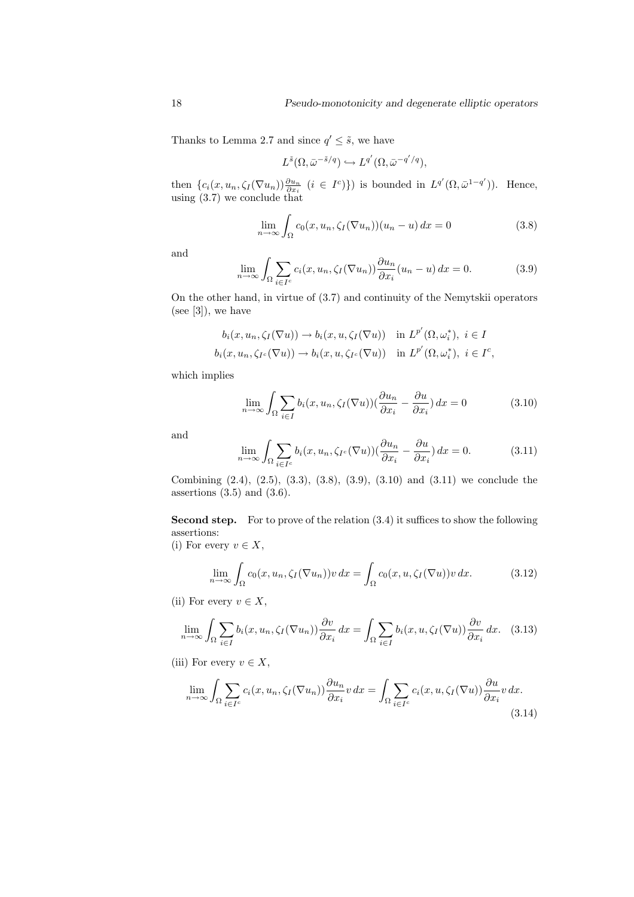Thanks to Lemma 2.7 and since $q' \leq \tilde{s}$, we have

$$L^{\tilde{s}}(\Omega, \bar{\omega}^{-\tilde{s}/q}) \hookrightarrow L^{q'}(\Omega, \bar{\omega}^{-q'/q}),$$

then $\{c_i(x, u_n, \zeta_I(\nabla u_n))\frac{\partial u_n}{\partial x_i}\ (i \in I^c)\}$ is bounded in $L^{q'}(\Omega, \bar{\omega}^{1-q'})$). Hence, using (3.7) we conclude that

$$\lim_{n\to\infty} \int_\Omega c_0(x, u_n, \zeta_I(\nabla u_n))(u_n - u)\, dx = 0 \tag{3.8}$$

and

$$\lim_{n\to\infty} \int_\Omega \sum_{i\in I^c} c_i(x, u_n, \zeta_I(\nabla u_n)) \frac{\partial u_n}{\partial x_i}(u_n - u)\, dx = 0. \tag{3.9}$$

On the other hand, in virtue of (3.7) and continuity of the Nemytskii operators (see [3]), we have

$$\begin{aligned} b_i(x, u_n, \zeta_I(\nabla u)) &\to b_i(x, u, \zeta_I(\nabla u)) \quad \text{in } L^{p'}(\Omega, \omega_i^*),\ i \in I \\ b_i(x, u_n, \zeta_{I^c}(\nabla u)) &\to b_i(x, u, \zeta_{I^c}(\nabla u)) \quad \text{in } L^{p'}(\Omega, \omega_i^*),\ i \in I^c, \end{aligned}$$

which implies

$$\lim_{n\to\infty} \int_\Omega \sum_{i\in I} b_i(x, u_n, \zeta_I(\nabla u))\left(\frac{\partial u_n}{\partial x_i} - \frac{\partial u}{\partial x_i}\right) dx = 0 \tag{3.10}$$

and

$$\lim_{n\to\infty} \int_\Omega \sum_{i\in I^c} b_i(x, u_n, \zeta_{I^c}(\nabla u))\left(\frac{\partial u_n}{\partial x_i} - \frac{\partial u}{\partial x_i}\right) dx = 0. \tag{3.11}$$

Combining (2.4), (2.5), (3.3), (3.8), (3.9), (3.10) and (3.11) we conclude the assertions (3.5) and (3.6).

**Second step.** For to prove of the relation (3.4) it suffices to show the following assertions:

(i) For every $v \in X$,

$$\lim_{n\to\infty} \int_\Omega c_0(x, u_n, \zeta_I(\nabla u_n))v\, dx = \int_\Omega c_0(x, u, \zeta_I(\nabla u))v\, dx. \tag{3.12}$$

(ii) For every $v \in X$,

$$\lim_{n\to\infty} \int_\Omega \sum_{i\in I} b_i(x, u_n, \zeta_I(\nabla u_n)) \frac{\partial v}{\partial x_i}\, dx = \int_\Omega \sum_{i\in I} b_i(x, u, \zeta_I(\nabla u)) \frac{\partial v}{\partial x_i}\, dx. \tag{3.13}$$

(iii) For every $v \in X$,

$$\lim_{n\to\infty} \int_\Omega \sum_{i\in I^c} c_i(x, u_n, \zeta_I(\nabla u_n)) \frac{\partial u_n}{\partial x_i} v\, dx = \int_\Omega \sum_{i\in I^c} c_i(x, u, \zeta_I(\nabla u)) \frac{\partial u}{\partial x_i} v\, dx. \tag{3.14}$$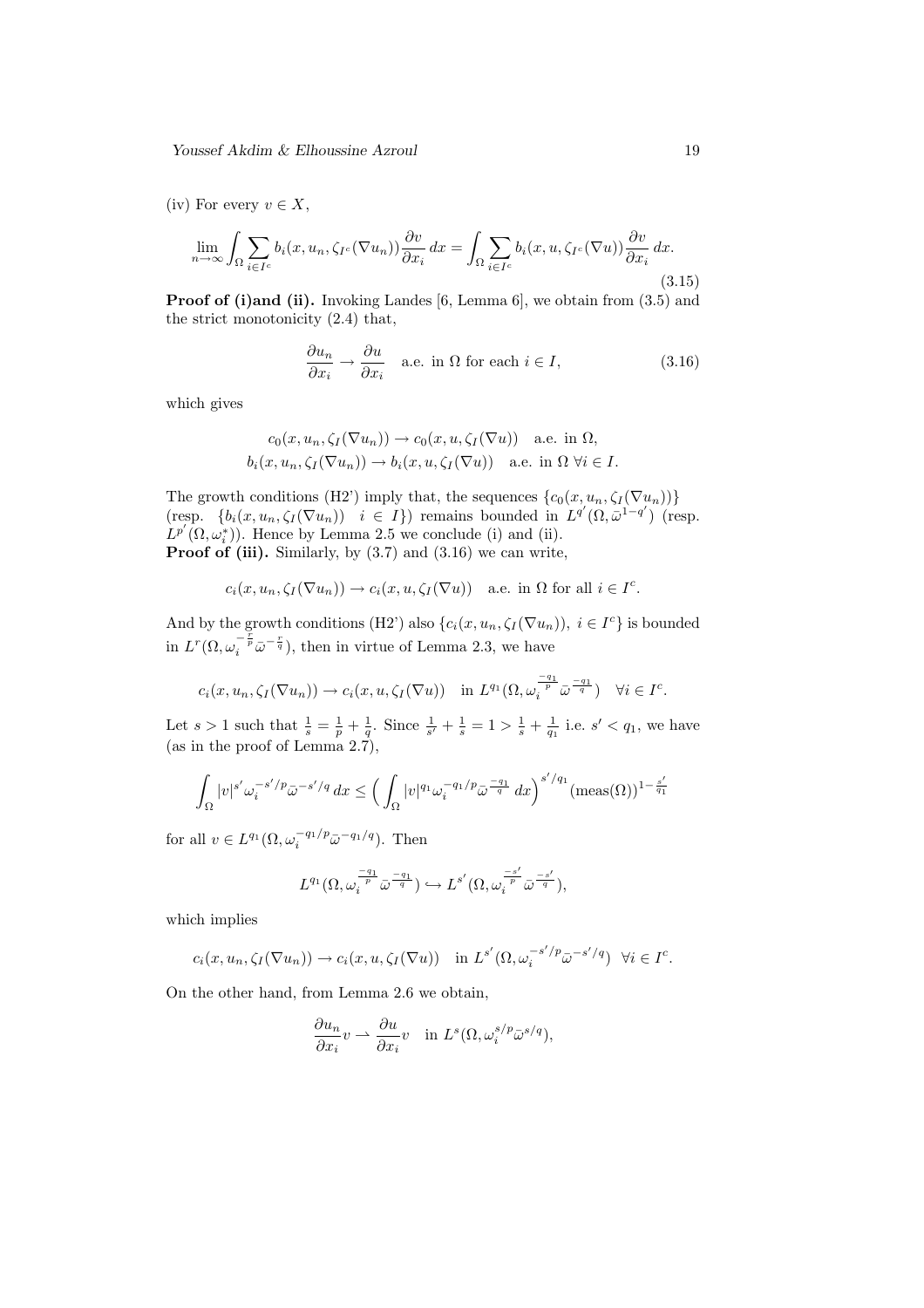(iv) For every $v \in X$,

$$\lim_{n\to\infty}\int_\Omega \sum_{i\in I^c} b_i(x,u_n,\zeta_{I^c}(\nabla u_n))\frac{\partial v}{\partial x_i}\,dx = \int_\Omega \sum_{i\in I^c} b_i(x,u,\zeta_{I^c}(\nabla u))\frac{\partial v}{\partial x_i}\,dx. \tag{3.15}$$

**Proof of (i)and (ii).** Invoking Landes [6, Lemma 6], we obtain from (3.5) and the strict monotonicity (2.4) that,

$$\frac{\partial u_n}{\partial x_i} \to \frac{\partial u}{\partial x_i} \quad \text{a.e. in } \Omega \text{ for each } i \in I, \tag{3.16}$$

which gives

$$\begin{aligned} c_0(x,u_n,\zeta_I(\nabla u_n)) &\to c_0(x,u,\zeta_I(\nabla u)) \quad \text{a.e. in } \Omega,\\ b_i(x,u_n,\zeta_I(\nabla u_n)) &\to b_i(x,u,\zeta_I(\nabla u)) \quad \text{a.e. in } \Omega\ \forall i \in I. \end{aligned}$$

The growth conditions (H2') imply that, the sequences $\{c_0(x,u_n,\zeta_I(\nabla u_n))\}$ (resp. $\{b_i(x,u_n,\zeta_I(\nabla u_n)) \quad i \in I\}$) remains bounded in $L^{q'}(\Omega,\bar\omega^{1-q'})$ (resp. $L^{p'}(\Omega,\omega_i^*)$). Hence by Lemma 2.5 we conclude (i) and (ii).

**Proof of (iii).** Similarly, by (3.7) and (3.16) we can write,

$$c_i(x,u_n,\zeta_I(\nabla u_n)) \to c_i(x,u,\zeta_I(\nabla u)) \quad \text{a.e. in } \Omega \text{ for all } i \in I^c.$$

And by the growth conditions (H2') also $\{c_i(x,u_n,\zeta_I(\nabla u_n)),\ i \in I^c\}$ is bounded in $L^r(\Omega,\omega_i^{-\frac{r}{p}}\bar\omega^{-\frac{r}{q}})$, then in virtue of Lemma 2.3, we have

$$c_i(x,u_n,\zeta_I(\nabla u_n)) \to c_i(x,u,\zeta_I(\nabla u)) \quad \text{in } L^{q_1}(\Omega,\omega_i^{\frac{-q_1}{p}}\bar\omega^{\frac{-q_1}{q}}) \quad \forall i \in I^c.$$

Let $s > 1$ such that $\frac{1}{s} = \frac{1}{p} + \frac{1}{q}$. Since $\frac{1}{s'} + \frac{1}{s} = 1 > \frac{1}{s} + \frac{1}{q_1}$ i.e. $s' < q_1$, we have (as in the proof of Lemma 2.7),

$$\int_\Omega |v|^{s'}\omega_i^{-s'/p}\bar\omega^{-s'/q}\,dx \le \Big(\int_\Omega |v|^{q_1}\omega_i^{-q_1/p}\bar\omega^{\frac{-q_1}{q}}\,dx\Big)^{s'/q_1}(\text{meas}(\Omega))^{1-\frac{s'}{q_1}}$$

for all $v \in L^{q_1}(\Omega,\omega_i^{-q_1/p}\bar\omega^{-q_1/q})$. Then

$$L^{q_1}(\Omega,\omega_i^{\frac{-q_1}{p}}\bar\omega^{\frac{-q_1}{q}}) \hookrightarrow L^{s'}(\Omega,\omega_i^{\frac{-s'}{p}}\bar\omega^{\frac{-s'}{q}}),$$

which implies

$$c_i(x,u_n,\zeta_I(\nabla u_n)) \to c_i(x,u,\zeta_I(\nabla u)) \quad \text{in } L^{s'}(\Omega,\omega_i^{-s'/p}\bar\omega^{-s'/q}) \ \ \forall i \in I^c.$$

On the other hand, from Lemma 2.6 we obtain,

$$\frac{\partial u_n}{\partial x_i}v \rightharpoonup \frac{\partial u}{\partial x_i}v \quad \text{in } L^s(\Omega,\omega_i^{s/p}\bar\omega^{s/q}),$$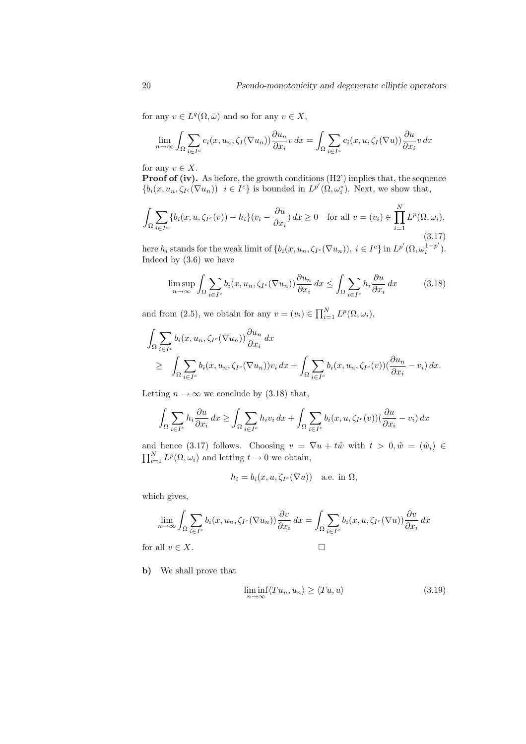for any $v \in L^q(\Omega, \bar{\omega})$ and so for any $v \in X$,

$$\lim_{n\to\infty} \int_\Omega \sum_{i\in I^c} c_i(x, u_n, \zeta_I(\nabla u_n)) \frac{\partial u_n}{\partial x_i} v \, dx = \int_\Omega \sum_{i\in I^c} c_i(x, u, \zeta_I(\nabla u)) \frac{\partial u}{\partial x_i} v \, dx$$

for any $v \in X$.

**Proof of (iv).** As before, the growth conditions (H2') implies that, the sequence $\{b_i(x, u_n, \zeta_{I^c}(\nabla u_n)) \;\; i \in I^c\}$ is bounded in $L^{p'}(\Omega, \omega_i^*)$. Next, we show that,

$$\int_\Omega \sum_{i\in I^c} \{b_i(x, u, \zeta_{I^c}(v)) - h_i\}(v_i - \frac{\partial u}{\partial x_i}) \, dx \geq 0 \quad \text{for all } v = (v_i) \in \prod_{i=1}^N L^p(\Omega, \omega_i), \tag{3.17}$$

here $h_i$ stands for the weak limit of $\{b_i(x, u_n, \zeta_{I^c}(\nabla u_n)), \; i \in I^c\}$ in $L^{p'}(\Omega, \omega_i^{1-p'})$. Indeed by (3.6) we have

$$\limsup_{n\to\infty} \int_\Omega \sum_{i\in I^c} b_i(x, u_n, \zeta_{I^c}(\nabla u_n)) \frac{\partial u_n}{\partial x_i} \, dx \leq \int_\Omega \sum_{i\in I^c} h_i \frac{\partial u}{\partial x_i} \, dx \tag{3.18}$$

and from (2.5), we obtain for any $v = (v_i) \in \prod_{i=1}^N L^p(\Omega, \omega_i)$,

$$\begin{aligned}
&\int_\Omega \sum_{i\in I^c} b_i(x, u_n, \zeta_{I^c}(\nabla u_n)) \frac{\partial u_n}{\partial x_i} \, dx \\
&\geq \int_\Omega \sum_{i\in I^c} b_i(x, u_n, \zeta_{I^c}(\nabla u_n)) v_i \, dx + \int_\Omega \sum_{i\in I^c} b_i(x, u_n, \zeta_{I^c}(v))(\frac{\partial u_n}{\partial x_i} - v_i) \, dx.
\end{aligned}$$

Letting $n \to \infty$ we conclude by (3.18) that,

$$\int_\Omega \sum_{i\in I^c} h_i \frac{\partial u}{\partial x_i} \, dx \geq \int_\Omega \sum_{i\in I^c} h_i v_i \, dx + \int_\Omega \sum_{i\in I^c} b_i(x, u, \zeta_{I^c}(v))(\frac{\partial u}{\partial x_i} - v_i) \, dx$$

and hence (3.17) follows. Choosing $v = \nabla u + t\tilde{w}$ with $t > 0, \tilde{w} = (\tilde{w}_i) \in \prod_{i=1}^N L^p(\Omega, \omega_i)$ and letting $t \to 0$ we obtain,

$$h_i = b_i(x, u, \zeta_{I^c}(\nabla u)) \quad \text{a.e. in } \Omega,$$

which gives,

$$\lim_{n\to\infty} \int_\Omega \sum_{i\in I^c} b_i(x, u_n, \zeta_{I^c}(\nabla u_n)) \frac{\partial v}{\partial x_i} \, dx = \int_\Omega \sum_{i\in I^c} b_i(x, u, \zeta_{I^c}(\nabla u)) \frac{\partial v}{\partial x_i} \, dx$$

for all $v \in X$. $\square$

**b)** We shall prove that

$$\liminf_{n\to\infty} \langle Tu_n, u_n \rangle \geq \langle Tu, u \rangle \tag{3.19}$$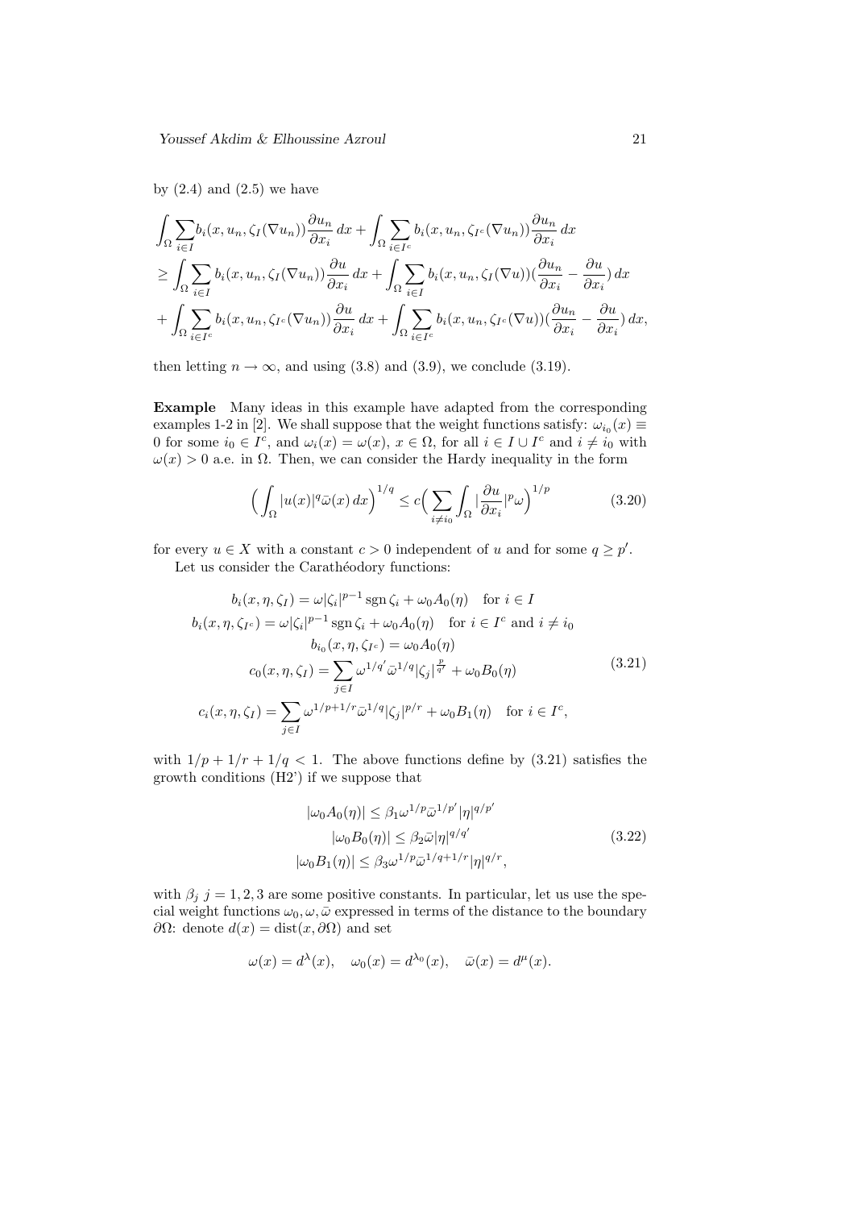by (2.4) and (2.5) we have

$$\begin{aligned}
&\int_\Omega \sum_{i\in I} b_i(x,u_n,\zeta_I(\nabla u_n))\frac{\partial u_n}{\partial x_i}\,dx + \int_\Omega \sum_{i\in I^c} b_i(x,u_n,\zeta_{I^c}(\nabla u_n))\frac{\partial u_n}{\partial x_i}\,dx \\
&\geq \int_\Omega \sum_{i\in I} b_i(x,u_n,\zeta_I(\nabla u_n))\frac{\partial u}{\partial x_i}\,dx + \int_\Omega \sum_{i\in I} b_i(x,u_n,\zeta_I(\nabla u))\Big(\frac{\partial u_n}{\partial x_i} - \frac{\partial u}{\partial x_i}\Big)\,dx \\
&+ \int_\Omega \sum_{i\in I^c} b_i(x,u_n,\zeta_{I^c}(\nabla u_n))\frac{\partial u}{\partial x_i}\,dx + \int_\Omega \sum_{i\in I^c} b_i(x,u_n,\zeta_{I^c}(\nabla u))\Big(\frac{\partial u_n}{\partial x_i} - \frac{\partial u}{\partial x_i}\Big)\,dx,
\end{aligned}$$

then letting $n\to\infty$, and using (3.8) and (3.9), we conclude (3.19).

**Example** Many ideas in this example have adapted from the corresponding examples 1-2 in [2]. We shall suppose that the weight functions satisfy: $\omega_{i_0}(x)\equiv 0$ for some $i_0\in I^c$, and $\omega_i(x)=\omega(x)$, $x\in\Omega$, for all $i\in I\cup I^c$ and $i\neq i_0$ with $\omega(x)>0$ a.e. in $\Omega$. Then, we can consider the Hardy inequality in the form

$$\Big(\int_\Omega |u(x)|^q\bar{\omega}(x)\,dx\Big)^{1/q} \leq c\Big(\sum_{i\neq i_0}\int_\Omega \big|\frac{\partial u}{\partial x_i}\big|^p\omega\Big)^{1/p} \tag{3.20}$$

for every $u\in X$ with a constant $c>0$ independent of $u$ and for some $q\geq p'$.

Let us consider the Carathéodory functions:

$$\begin{aligned}
b_i(x,\eta,\zeta_I) &= \omega|\zeta_i|^{p-1}\operatorname{sgn}\zeta_i + \omega_0 A_0(\eta) \quad \text{for } i\in I \\
b_i(x,\eta,\zeta_{I^c}) &= \omega|\zeta_i|^{p-1}\operatorname{sgn}\zeta_i + \omega_0 A_0(\eta) \quad \text{for } i\in I^c \text{ and } i\neq i_0 \\
b_{i_0}(x,\eta,\zeta_{I^c}) &= \omega_0 A_0(\eta) \\
c_0(x,\eta,\zeta_I) &= \sum_{j\in I}\omega^{1/q'}\bar{\omega}^{1/q}|\zeta_j|^{\frac{p}{q'}} + \omega_0 B_0(\eta) \\
c_i(x,\eta,\zeta_I) &= \sum_{j\in I}\omega^{1/p+1/r}\bar{\omega}^{1/q}|\zeta_j|^{p/r} + \omega_0 B_1(\eta) \quad \text{for } i\in I^c,
\end{aligned} \tag{3.21}$$

with $1/p+1/r+1/q<1$. The above functions define by (3.21) satisfies the growth conditions (H2') if we suppose that

$$\begin{aligned}
|\omega_0 A_0(\eta)| &\leq \beta_1\omega^{1/p}\bar{\omega}^{1/p'}|\eta|^{q/p'} \\
|\omega_0 B_0(\eta)| &\leq \beta_2\bar{\omega}|\eta|^{q/q'} \\
|\omega_0 B_1(\eta)| &\leq \beta_3\omega^{1/p}\bar{\omega}^{1/q+1/r}|\eta|^{q/r},
\end{aligned} \tag{3.22}$$

with $\beta_j$ $j=1,2,3$ are some positive constants. In particular, let us use the special weight functions $\omega_0,\omega,\bar{\omega}$ expressed in terms of the distance to the boundary $\partial\Omega$: denote $d(x)=\operatorname{dist}(x,\partial\Omega)$ and set

$$\omega(x)=d^{\lambda}(x),\quad \omega_0(x)=d^{\lambda_0}(x),\quad \bar{\omega}(x)=d^{\mu}(x).$$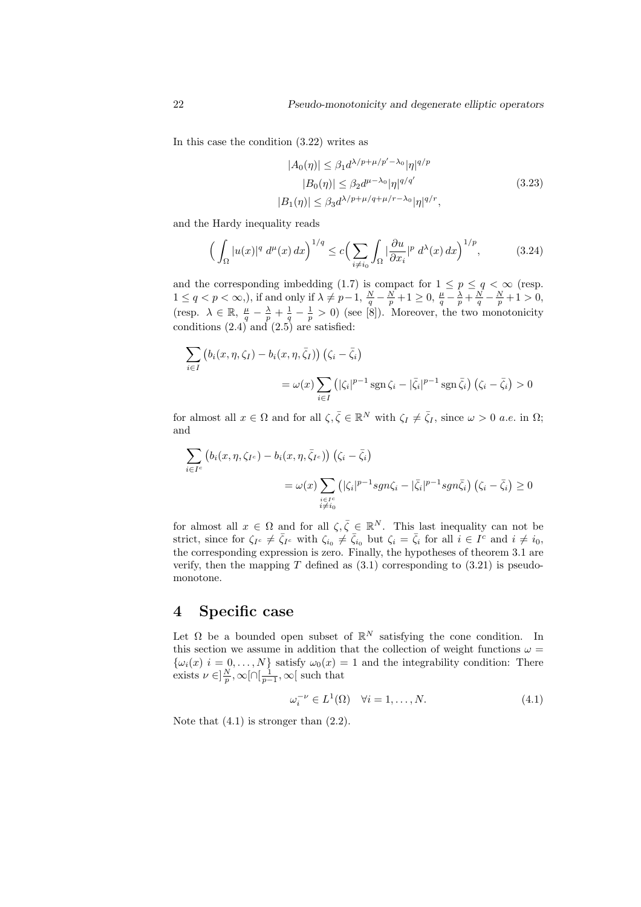In this case the condition (3.22) writes as

$$
\begin{aligned}
|A_0(\eta)| &\le \beta_1 d^{\lambda/p+\mu/p'-\lambda_0}|\eta|^{q/p} \\
|B_0(\eta)| &\le \beta_2 d^{\mu-\lambda_0}|\eta|^{q/q'} \\
|B_1(\eta)| &\le \beta_3 d^{\lambda/p+\mu/q+\mu/r-\lambda_0}|\eta|^{q/r},
\end{aligned}
\tag{3.23}
$$

and the Hardy inequality reads

$$
\Big(\int_\Omega |u(x)|^q \, d^\mu(x)\, dx\Big)^{1/q} \le c\Big(\sum_{i\neq i_0}\int_\Omega |\frac{\partial u}{\partial x_i}|^p \, d^\lambda(x)\, dx\Big)^{1/p},
\tag{3.24}
$$

and the corresponding imbedding (1.7) is compact for $1 \le p \le q < \infty$ (resp. $1 \le q < p < \infty$,), if and only if $\lambda \neq p-1$, $\frac{N}{q}-\frac{N}{p}+1 \ge 0$, $\frac{\mu}{q}-\frac{\lambda}{p}+\frac{N}{q}-\frac{N}{p}+1>0$, (resp. $\lambda \in \mathbb{R}$, $\frac{\mu}{q}-\frac{\lambda}{p}+\frac{1}{q}-\frac{1}{p}>0$) (see [8]). Moreover, the two monotonicity conditions (2.4) and (2.5) are satisfied:

$$
\begin{aligned}
\sum_{i\in I}\big(b_i(x,\eta,\zeta_I)-b_i(x,\eta,\bar\zeta_I)\big)\big(\zeta_i-\bar\zeta_i\big)& \\
= \omega(x)\sum_{i\in I}&\big(|\zeta_i|^{p-1}\operatorname{sgn}\zeta_i-|\bar\zeta_i|^{p-1}\operatorname{sgn}\bar\zeta_i\big)\big(\zeta_i-\bar\zeta_i\big)>0
\end{aligned}
$$

for almost all $x\in\Omega$ and for all $\zeta,\bar\zeta\in\mathbb{R}^N$ with $\zeta_I\neq\bar\zeta_I$, since $\omega>0$ *a.e.* in $\Omega$; and

$$
\begin{aligned}
\sum_{i\in I^c}\big(b_i(x,\eta,\zeta_{I^c})-b_i(x,\eta,\bar\zeta_{I^c})\big)\big(\zeta_i-\bar\zeta_i\big)& \\
= \omega(x)\sum_{\substack{i\in I^c\\ i\neq i_0}}&\big(|\zeta_i|^{p-1}sgn\zeta_i-|\bar\zeta_i|^{p-1}sgn\bar\zeta_i\big)\big(\zeta_i-\bar\zeta_i\big)\ge 0
\end{aligned}
$$

for almost all $x\in\Omega$ and for all $\zeta,\bar\zeta\in\mathbb{R}^N$. This last inequality can not be strict, since for $\zeta_{I^c}\neq\bar\zeta_{I^c}$ with $\zeta_{i_0}\neq\bar\zeta_{i_0}$ but $\zeta_i=\bar\zeta_i$ for all $i\in I^c$ and $i\neq i_0$, the corresponding expression is zero. Finally, the hypotheses of theorem 3.1 are verify, then the mapping $T$ defined as (3.1) corresponding to (3.21) is pseudo-monotone.

# 4 Specific case

Let $\Omega$ be a bounded open subset of $\mathbb{R}^N$ satisfying the cone condition. In this section we assume in addition that the collection of weight functions $\omega = \{\omega_i(x)\ i=0,\ldots,N\}$ satisfy $\omega_0(x)=1$ and the integrability condition: There exists $\nu\in]\frac{N}{p},\infty[\cap[\frac{1}{p-1},\infty[$ such that

$$
\omega_i^{-\nu}\in L^1(\Omega)\quad \forall i=1,\ldots,N.
\tag{4.1}
$$

Note that (4.1) is stronger than (2.2).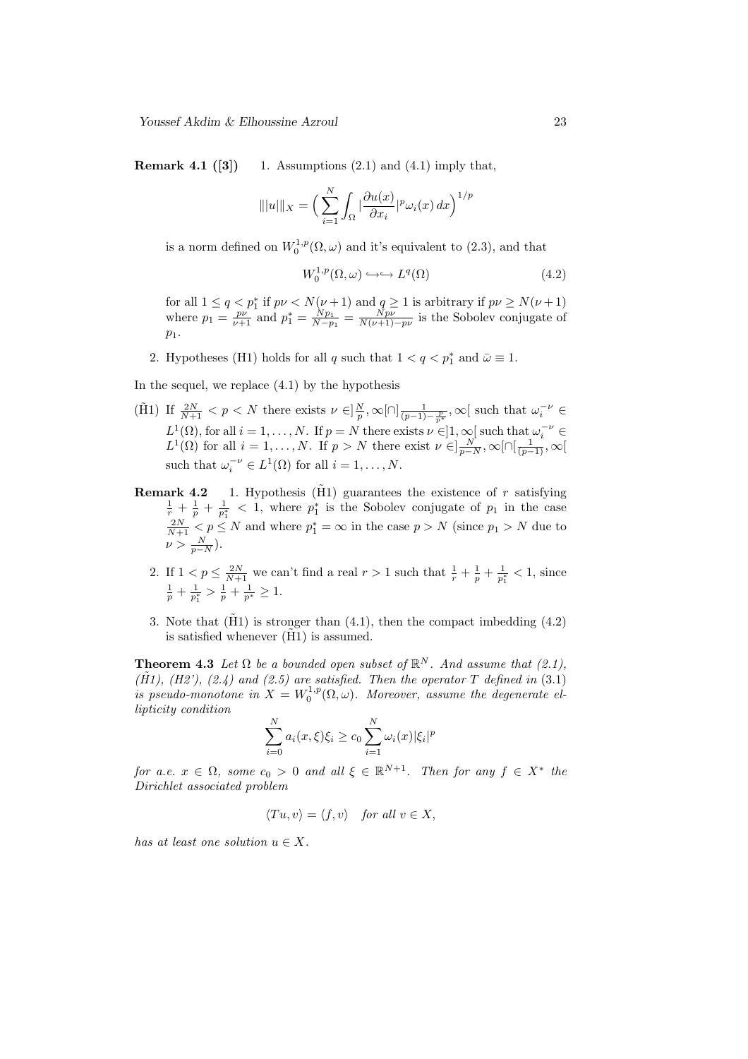**Remark 4.1 ([3])** 1. Assumptions (2.1) and (4.1) imply that,

$$|||u|||_X = \Big(\sum_{i=1}^{N}\int_\Omega |\frac{\partial u(x)}{\partial x_i}|^p \omega_i(x)\,dx\Big)^{1/p}$$

is a norm defined on $W_0^{1,p}(\Omega,\omega)$ and it's equivalent to (2.3), and that

$$W_0^{1,p}(\Omega,\omega) \hookrightarrow\hookrightarrow L^q(\Omega) \tag{4.2}$$

for all $1 \leq q < p_1^*$ if $p\nu < N(\nu+1)$ and $q \geq 1$ is arbitrary if $p\nu \geq N(\nu+1)$ where $p_1 = \frac{p\nu}{\nu+1}$ and $p_1^* = \frac{Np_1}{N-p_1} = \frac{Np\nu}{N(\nu+1)-p\nu}$ is the Sobolev conjugate of $p_1$.

2. Hypotheses (H1) holds for all $q$ such that $1 < q < p_1^*$ and $\bar{\omega} \equiv 1$.

In the sequel, we replace (4.1) by the hypothesis

($\tilde{\text{H}}$1) If $\frac{2N}{N+1} < p < N$ there exists $\nu \in ]\frac{N}{p},\infty[\cap]\frac{1}{(p-1)-\frac{p}{p^*}},\infty[$ such that $\omega_i^{-\nu} \in L^1(\Omega)$, for all $i = 1,\ldots,N$. If $p = N$ there exists $\nu \in ]1,\infty[$ such that $\omega_i^{-\nu} \in L^1(\Omega)$ for all $i = 1,\ldots,N$. If $p > N$ there exist $\nu \in ]\frac{N}{p-N},\infty[\cap[\frac{1}{(p-1)},\infty[$ such that $\omega_i^{-\nu} \in L^1(\Omega)$ for all $i = 1,\ldots,N$.

**Remark 4.2** 1. Hypothesis ($\tilde{\text{H}}$1) guarantees the existence of $r$ satisfying $\frac{1}{r} + \frac{1}{p} + \frac{1}{p_1^*} < 1$, where $p_1^*$ is the Sobolev conjugate of $p_1$ in the case $\frac{2N}{N+1} < p \leq N$ and where $p_1^* = \infty$ in the case $p > N$ (since $p_1 > N$ due to $\nu > \frac{N}{p-N}$).

2. If $1 < p \leq \frac{2N}{N+1}$ we can't find a real $r > 1$ such that $\frac{1}{r} + \frac{1}{p} + \frac{1}{p_1^*} < 1$, since $\frac{1}{p} + \frac{1}{p_1^*} > \frac{1}{p} + \frac{1}{p^*} \geq 1$.

3. Note that ($\tilde{\text{H}}$1) is stronger than (4.1), then the compact imbedding (4.2) is satisfied whenever ($\tilde{\text{H}}$1) is assumed.

**Theorem 4.3** *Let $\Omega$ be a bounded open subset of $\mathbb{R}^N$. And assume that (2.1), ($\tilde{H}$1), (H2'), (2.4) and (2.5) are satisfied. Then the operator $T$ defined in* (3.1) *is pseudo-monotone in $X = W_0^{1,p}(\Omega,\omega)$. Moreover, assume the degenerate ellipticity condition*

$$\sum_{i=0}^{N} a_i(x,\xi)\xi_i \geq c_0 \sum_{i=1}^{N} \omega_i(x)|\xi_i|^p$$

*for a.e. $x \in \Omega$, some $c_0 > 0$ and all $\xi \in \mathbb{R}^{N+1}$. Then for any $f \in X^*$ the Dirichlet associated problem*

$$\langle Tu, v\rangle = \langle f, v\rangle \quad \textit{for all } v \in X,$$

*has at least one solution $u \in X$.*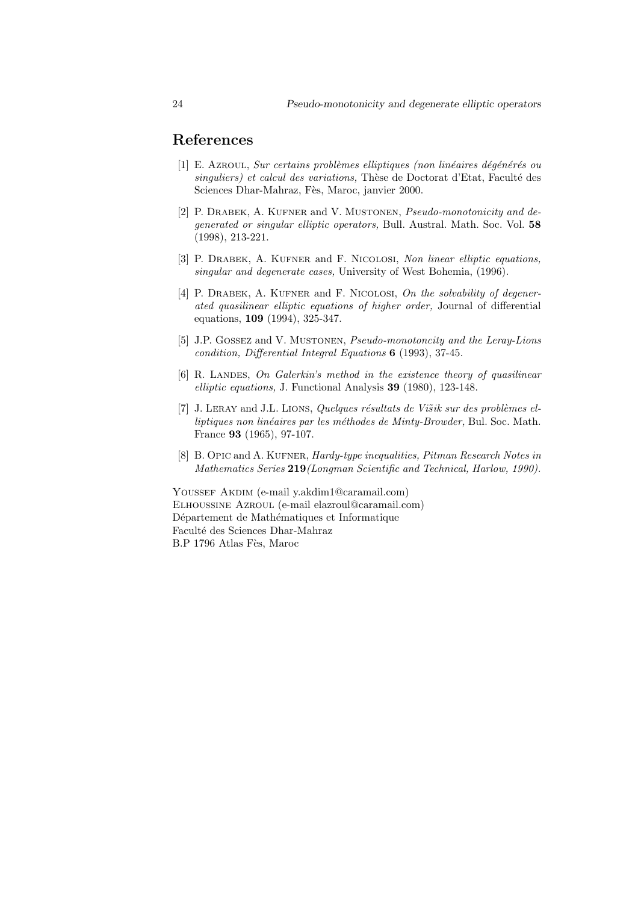## References

[1] E. Azroul, *Sur certains problèmes elliptiques (non linéaires dégénérés ou singuliers) et calcul des variations,* Thèse de Doctorat d'Etat, Faculté des Sciences Dhar-Mahraz, Fès, Maroc, janvier 2000.

[2] P. Drabek, A. Kufner and V. Mustonen, *Pseudo-monotonicity and degenerated or singular elliptic operators,* Bull. Austral. Math. Soc. Vol. **58** (1998), 213-221.

[3] P. Drabek, A. Kufner and F. Nicolosi, *Non linear elliptic equations, singular and degenerate cases,* University of West Bohemia, (1996).

[4] P. Drabek, A. Kufner and F. Nicolosi, *On the solvability of degenerated quasilinear elliptic equations of higher order,* Journal of differential equations, **109** (1994), 325-347.

[5] J.P. Gossez and V. Mustonen, *Pseudo-monotoncity and the Leray-Lions condition, Differential Integral Equations* **6** (1993), 37-45.

[6] R. Landes, *On Galerkin's method in the existence theory of quasilinear elliptic equations,* J. Functional Analysis **39** (1980), 123-148.

[7] J. Leray and J.L. Lions, *Quelques résultats de Vis̃ik sur des problèmes elliptiques non linéaires par les méthodes de Minty-Browder,* Bul. Soc. Math. France **93** (1965), 97-107.

[8] B. Opic and A. Kufner, *Hardy-type inequalities, Pitman Research Notes in Mathematics Series* **219** *(Longman Scientific and Technical, Harlow, 1990).*

Youssef Akdim (e-mail y.akdim1@caramail.com)
Elhoussine Azroul (e-mail elazroul@caramail.com)
Département de Mathématiques et Informatique
Faculté des Sciences Dhar-Mahraz
B.P 1796 Atlas Fès, Maroc